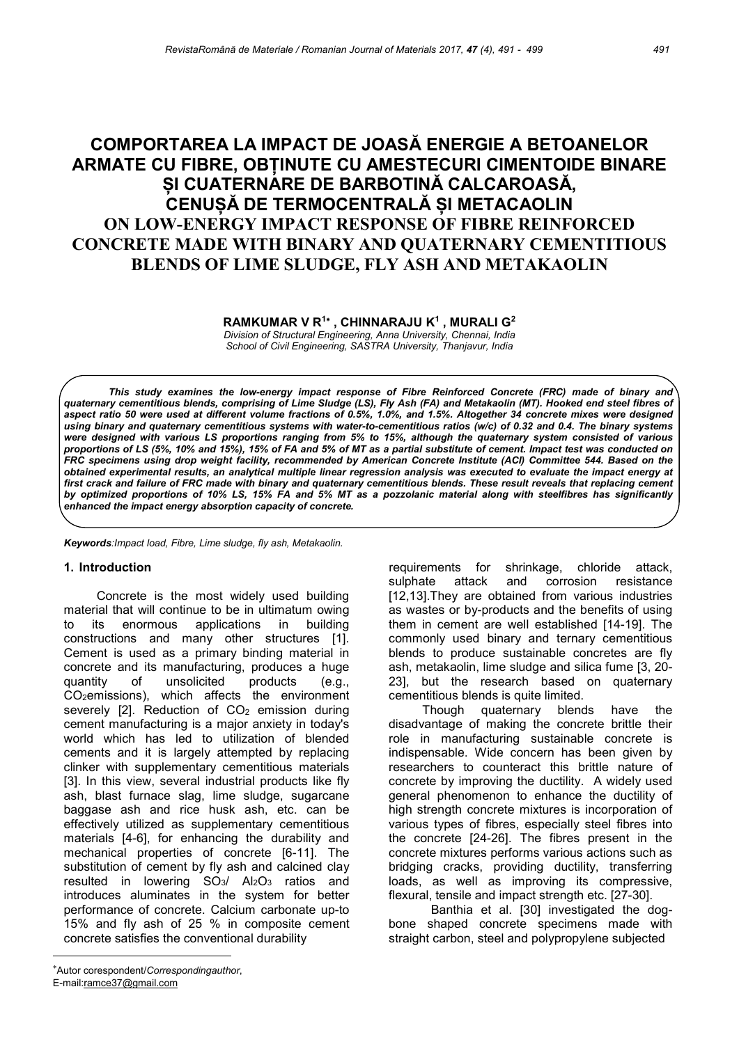# COMPORTAREA LA IMPACT DE JOASĂ ENERGIE A BETOANELOR ARMATE CU FIBRE, OBȚINUTE CU AMESTECURI CIMENTOIDE BINARE ȘI CUATERNARE DE BARBOTINĂ CALCAROASĂ, CENUȘĂ DE TERMOCENTRALĂ ȘI METACAOLIN

# ON LOW-ENERGY IMPACT RESPONSE OF FIBRE REINFORCED CONCRETE MADE WITH BINARY AND QUATERNARY CEMENTITIOUS BLENDS OF LIME SLUDGE, FLY ASH AND METAKAOLIN

**RAMKUMAR V R[1*] , CHINNARAJU K[1] , MURALI G[2]**

*Division of Structural Engineering, Anna University, Chennai, India*
*School of Civil Engineering, SASTRA University, Thanjavur, India*

***This study examines the low-energy impact response of Fibre Reinforced Concrete (FRC) made of binary and quaternary cementitious blends, comprising of Lime Sludge (LS), Fly Ash (FA) and Metakaolin (MT). Hooked end steel fibres of aspect ratio 50 were used at different volume fractions of 0.5%, 1.0%, and 1.5%. Altogether 34 concrete mixes were designed using binary and quaternary cementitious systems with water-to-cementitious ratios (w/c) of 0.32 and 0.4. The binary systems were designed with various LS proportions ranging from 5% to 15%, although the quaternary system consisted of various proportions of LS (5%, 10% and 15%), 15% of FA and 5% of MT as a partial substitute of cement. Impact test was conducted on FRC specimens using drop weight facility, recommended by American Concrete Institute (ACI) Committee 544. Based on the obtained experimental results, an analytical multiple linear regression analysis was executed to evaluate the impact energy at first crack and failure of FRC made with binary and quaternary cementitious blends. These result reveals that replacing cement by optimized proportions of 10% LS, 15% FA and 5% MT as a pozzolanic material along with steelfibres has significantly enhanced the impact energy absorption capacity of concrete.***

***Keywords**:Impact load, Fibre, Lime sludge, fly ash, Metakaolin.*

## 1. Introduction

Concrete is the most widely used building material that will continue to be in ultimatum owing to its enormous applications in building constructions and many other structures [1]. Cement is used as a primary binding material in concrete and its manufacturing, produces a huge quantity of unsolicited products (e.g., $CO_2$emissions), which affects the environment severely [2]. Reduction of $CO_2$ emission during cement manufacturing is a major anxiety in today's world which has led to utilization of blended cements and it is largely attempted by replacing clinker with supplementary cementitious materials [3]. In this view, several industrial products like fly ash, blast furnace slag, lime sludge, sugarcane baggase ash and rice husk ash, etc. can be effectively utilized as supplementary cementitious materials [4-6], for enhancing the durability and mechanical properties of concrete [6-11]. The substitution of cement by fly ash and calcined clay resulted in lowering $SO_3$/ $Al_2O_3$ ratios and introduces aluminates in the system for better performance of concrete. Calcium carbonate up-to 15% and fly ash of 25 % in composite cement concrete satisfies the conventional durability requirements for shrinkage, chloride attack, sulphate attack and corrosion resistance [12,13].They are obtained from various industries as wastes or by-products and the benefits of using them in cement are well established [14-19]. The commonly used binary and ternary cementitious blends to produce sustainable concretes are fly ash, metakaolin, lime sludge and silica fume [3, 20-23], but the research based on quaternary cementitious blends is quite limited.

Though quaternary blends have the disadvantage of making the concrete brittle their role in manufacturing sustainable concrete is indispensable. Wide concern has been given by researchers to counteract this brittle nature of concrete by improving the ductility. A widely used general phenomenon to enhance the ductility of high strength concrete mixtures is incorporation of various types of fibres, especially steel fibres into the concrete [24-26]. The fibres present in the concrete mixtures performs various actions such as bridging cracks, providing ductility, transferring loads, as well as improving its compressive, flexural, tensile and impact strength etc. [27-30].

Banthia et al. [30] investigated the dog-bone shaped concrete specimens made with straight carbon, steel and polypropylene subjected

---

*Autor corespondent/*Correspondingauthor*,
E-mail:ramce37@gmail.com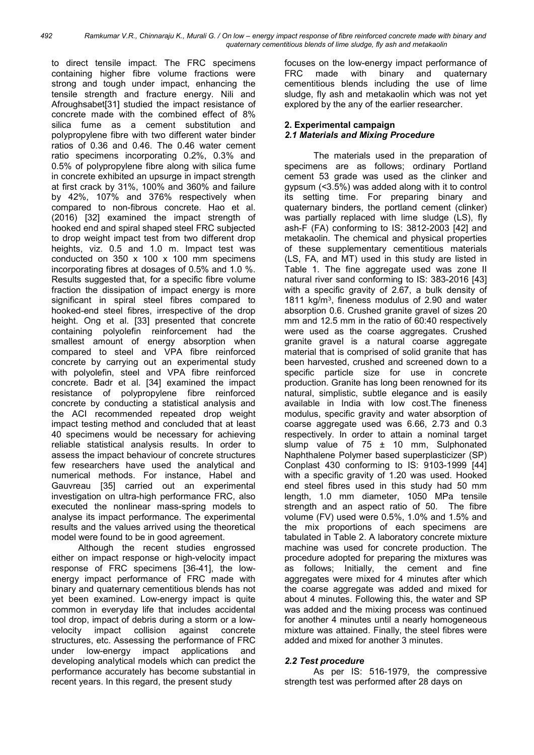to direct tensile impact. The FRC specimens containing higher fibre volume fractions were strong and tough under impact, enhancing the tensile strength and fracture energy. Nili and Afroughsabet[31] studied the impact resistance of concrete made with the combined effect of 8% silica fume as a cement substitution and polypropylene fibre with two different water binder ratios of 0.36 and 0.46. The 0.46 water cement ratio specimens incorporating 0.2%, 0.3% and 0.5% of polypropylene fibre along with silica fume in concrete exhibited an upsurge in impact strength at first crack by 31%, 100% and 360% and failure by 42%, 107% and 376% respectively when compared to non-fibrous concrete. Hao et al. (2016) [32] examined the impact strength of hooked end and spiral shaped steel FRC subjected to drop weight impact test from two different drop heights, viz. 0.5 and 1.0 m. Impact test was conducted on 350 x 100 x 100 mm specimens incorporating fibres at dosages of 0.5% and 1.0 %. Results suggested that, for a specific fibre volume fraction the dissipation of impact energy is more significant in spiral steel fibres compared to hooked-end steel fibres, irrespective of the drop height. Ong et al. [33] presented that concrete containing polyolefin reinforcement had the smallest amount of energy absorption when compared to steel and VPA fibre reinforced concrete by carrying out an experimental study with polyolefin, steel and VPA fibre reinforced concrete. Badr et al. [34] examined the impact resistance of polypropylene fibre reinforced concrete by conducting a statistical analysis and the ACI recommended repeated drop weight impact testing method and concluded that at least 40 specimens would be necessary for achieving reliable statistical analysis results. In order to assess the impact behaviour of concrete structures few researchers have used the analytical and numerical methods. For instance, Habel and Gauvreau [35] carried out an experimental investigation on ultra-high performance FRC, also executed the nonlinear mass-spring models to analyse its impact performance. The experimental results and the values arrived using the theoretical model were found to be in good agreement.

Although the recent studies engrossed either on impact response or high-velocity impact response of FRC specimens [36-41], the low-energy impact performance of FRC made with binary and quaternary cementitious blends has not yet been examined. Low-energy impact is quite common in everyday life that includes accidental tool drop, impact of debris during a storm or a low-velocity impact collision against concrete structures, etc. Assessing the performance of FRC under low-energy impact applications and developing analytical models which can predict the performance accurately has become substantial in recent years. In this regard, the present study focuses on the low-energy impact performance of FRC made with binary and quaternary cementitious blends including the use of lime sludge, fly ash and metakaolin which was not yet explored by the any of the earlier researcher.

## 2. Experimental campaign

### *2.1 Materials and Mixing Procedure*

The materials used in the preparation of specimens are as follows; ordinary Portland cement 53 grade was used as the clinker and gypsum (<3.5%) was added along with it to control its setting time. For preparing binary and quaternary binders, the portland cement (clinker) was partially replaced with lime sludge (LS), fly ash-F (FA) conforming to IS: 3812-2003 [42] and metakaolin. The chemical and physical properties of these supplementary cementitious materials (LS, FA, and MT) used in this study are listed in Table 1. The fine aggregate used was zone II natural river sand conforming to IS: 383-2016 [43] with a specific gravity of 2.67, a bulk density of 1811 kg/m$^3$, fineness modulus of 2.90 and water absorption 0.6. Crushed granite gravel of sizes 20 mm and 12.5 mm in the ratio of 60:40 respectively were used as the coarse aggregates. Crushed granite gravel is a natural coarse aggregate material that is comprised of solid granite that has been harvested, crushed and screened down to a specific particle size for use in concrete production. Granite has long been renowned for its natural, simplistic, subtle elegance and is easily available in India with low cost.The fineness modulus, specific gravity and water absorption of coarse aggregate used was 6.66, 2.73 and 0.3 respectively. In order to attain a nominal target slump value of 75 ± 10 mm, Sulphonated Naphthalene Polymer based superplasticizer (SP) Conplast 430 conforming to IS: 9103-1999 [44] with a specific gravity of 1.20 was used. Hooked end steel fibres used in this study had 50 mm length, 1.0 mm diameter, 1050 MPa tensile strength and an aspect ratio of 50. The fibre volume (FV) used were 0.5%, 1.0% and 1.5% and the mix proportions of each specimens are tabulated in Table 2. A laboratory concrete mixture machine was used for concrete production. The procedure adopted for preparing the mixtures was as follows; Initially, the cement and fine aggregates were mixed for 4 minutes after which the coarse aggregate was added and mixed for about 4 minutes. Following this, the water and SP was added and the mixing process was continued for another 4 minutes until a nearly homogeneous mixture was attained. Finally, the steel fibres were added and mixed for another 3 minutes.

### *2.2 Test procedure*

As per IS: 516-1979, the compressive strength test was performed after 28 days on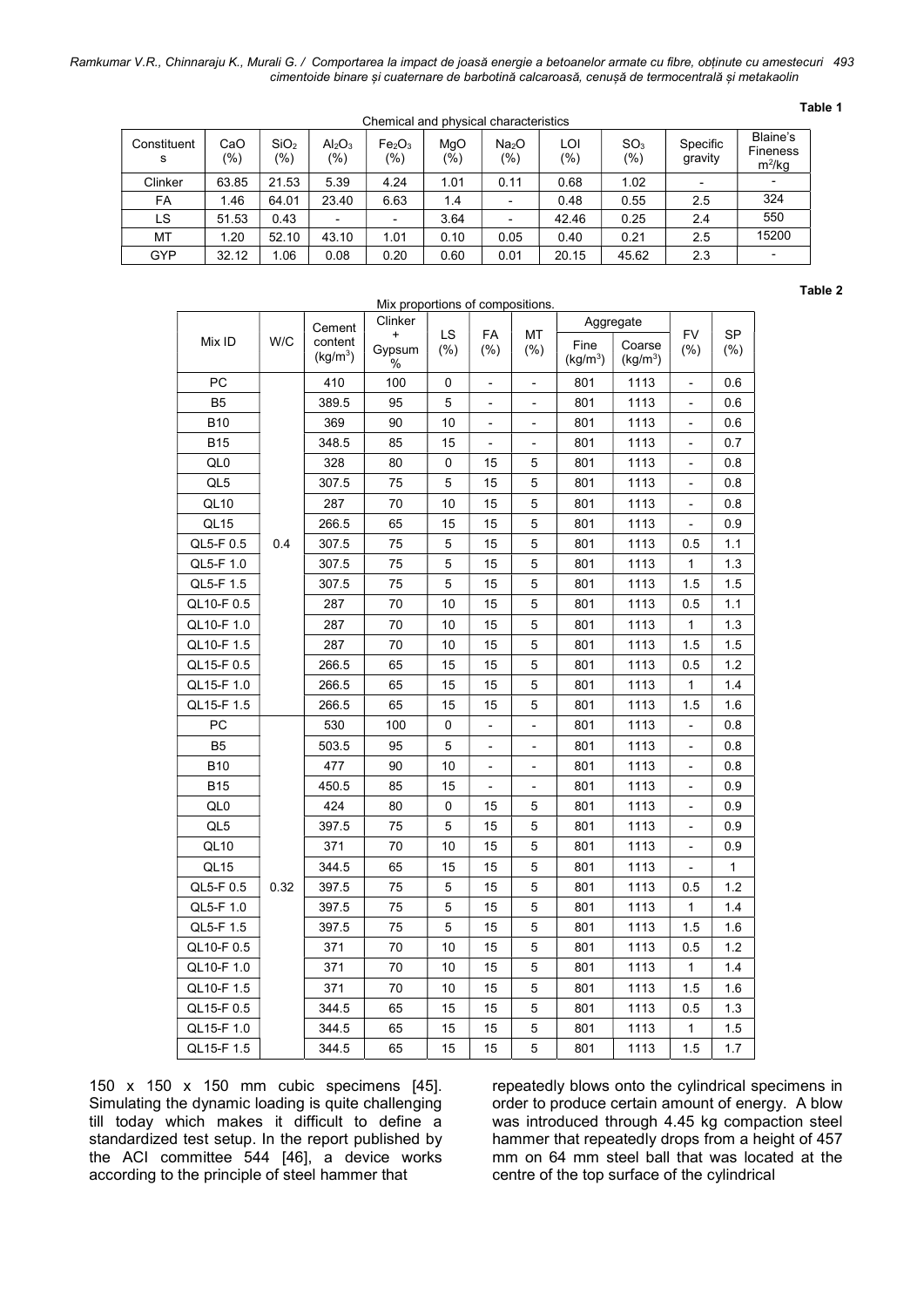**Table 1**

Chemical and physical characteristics

| Constituents | CaO (%) | $SiO_2$ (%) | $Al_2O_3$ (%) | $Fe_2O_3$ (%) | MgO (%) | $Na_2O$ (%) | LOI (%) | $SO_3$ (%) | Specific gravity | Blaine's Fineness $m^2$/kg |
|---|---|---|---|---|---|---|---|---|---|---|
| Clinker | 63.85 | 21.53 | 5.39 | 4.24 | 1.01 | 0.11 | 0.68 | 1.02 | - | - |
| FA | 1.46 | 64.01 | 23.40 | 6.63 | 1.4 | - | 0.48 | 0.55 | 2.5 | 324 |
| LS | 51.53 | 0.43 | - | - | 3.64 | - | 42.46 | 0.25 | 2.4 | 550 |
| MT | 1.20 | 52.10 | 43.10 | 1.01 | 0.10 | 0.05 | 0.40 | 0.21 | 2.5 | 15200 |
| GYP | 32.12 | 1.06 | 0.08 | 0.20 | 0.60 | 0.01 | 20.15 | 45.62 | 2.3 | - |

**Table 2**

Mix proportions of compositions.

| Mix ID | W/C | Cement content (kg/m$^3$) | Clinker + Gypsum % | LS (%) | FA (%) | MT (%) | Aggregate | | FV (%) | SP (%) |
|---|---|---|---|---|---|---|---|---|---|---|
| | | | | | | | Fine (kg/m$^3$) | Coarse (kg/m$^3$) | | |
| PC | 0.4 | 410 | 100 | 0 | - | - | 801 | 1113 | - | 0.6 |
| B5 | | 389.5 | 95 | 5 | - | - | 801 | 1113 | - | 0.6 |
| B10 | | 369 | 90 | 10 | - | - | 801 | 1113 | - | 0.6 |
| B15 | | 348.5 | 85 | 15 | - | - | 801 | 1113 | - | 0.7 |
| QL0 | | 328 | 80 | 0 | 15 | 5 | 801 | 1113 | - | 0.8 |
| QL5 | | 307.5 | 75 | 5 | 15 | 5 | 801 | 1113 | - | 0.8 |
| QL10 | | 287 | 70 | 10 | 15 | 5 | 801 | 1113 | - | 0.8 |
| QL15 | | 266.5 | 65 | 15 | 15 | 5 | 801 | 1113 | - | 0.9 |
| QL5-F 0.5 | | 307.5 | 75 | 5 | 15 | 5 | 801 | 1113 | 0.5 | 1.1 |
| QL5-F 1.0 | | 307.5 | 75 | 5 | 15 | 5 | 801 | 1113 | 1 | 1.3 |
| QL5-F 1.5 | | 307.5 | 75 | 5 | 15 | 5 | 801 | 1113 | 1.5 | 1.5 |
| QL10-F 0.5 | | 287 | 70 | 10 | 15 | 5 | 801 | 1113 | 0.5 | 1.1 |
| QL10-F 1.0 | | 287 | 70 | 10 | 15 | 5 | 801 | 1113 | 1 | 1.3 |
| QL10-F 1.5 | | 287 | 70 | 10 | 15 | 5 | 801 | 1113 | 1.5 | 1.5 |
| QL15-F 0.5 | | 266.5 | 65 | 15 | 15 | 5 | 801 | 1113 | 0.5 | 1.2 |
| QL15-F 1.0 | | 266.5 | 65 | 15 | 15 | 5 | 801 | 1113 | 1 | 1.4 |
| QL15-F 1.5 | | 266.5 | 65 | 15 | 15 | 5 | 801 | 1113 | 1.5 | 1.6 |
| PC | 0.32 | 530 | 100 | 0 | - | - | 801 | 1113 | - | 0.8 |
| B5 | | 503.5 | 95 | 5 | - | - | 801 | 1113 | - | 0.8 |
| B10 | | 477 | 90 | 10 | - | - | 801 | 1113 | - | 0.8 |
| B15 | | 450.5 | 85 | 15 | - | - | 801 | 1113 | - | 0.9 |
| QL0 | | 424 | 80 | 0 | 15 | 5 | 801 | 1113 | - | 0.9 |
| QL5 | | 397.5 | 75 | 5 | 15 | 5 | 801 | 1113 | - | 0.9 |
| QL10 | | 371 | 70 | 10 | 15 | 5 | 801 | 1113 | - | 0.9 |
| QL15 | | 344.5 | 65 | 15 | 15 | 5 | 801 | 1113 | - | 1 |
| QL5-F 0.5 | | 397.5 | 75 | 5 | 15 | 5 | 801 | 1113 | 0.5 | 1.2 |
| QL5-F 1.0 | | 397.5 | 75 | 5 | 15 | 5 | 801 | 1113 | 1 | 1.4 |
| QL5-F 1.5 | | 397.5 | 75 | 5 | 15 | 5 | 801 | 1113 | 1.5 | 1.6 |
| QL10-F 0.5 | | 371 | 70 | 10 | 15 | 5 | 801 | 1113 | 0.5 | 1.2 |
| QL10-F 1.0 | | 371 | 70 | 10 | 15 | 5 | 801 | 1113 | 1 | 1.4 |
| QL10-F 1.5 | | 371 | 70 | 10 | 15 | 5 | 801 | 1113 | 1.5 | 1.6 |
| QL15-F 0.5 | | 344.5 | 65 | 15 | 15 | 5 | 801 | 1113 | 0.5 | 1.3 |
| QL15-F 1.0 | | 344.5 | 65 | 15 | 15 | 5 | 801 | 1113 | 1 | 1.5 |
| QL15-F 1.5 | | 344.5 | 65 | 15 | 15 | 5 | 801 | 1113 | 1.5 | 1.7 |

150 x 150 x 150 mm cubic specimens [45]. Simulating the dynamic loading is quite challenging till today which makes it difficult to define a standardized test setup. In the report published by the ACI committee 544 [46], a device works according to the principle of steel hammer that repeatedly blows onto the cylindrical specimens in order to produce certain amount of energy. A blow was introduced through 4.45 kg compaction steel hammer that repeatedly drops from a height of 457 mm on 64 mm steel ball that was located at the centre of the top surface of the cylindrical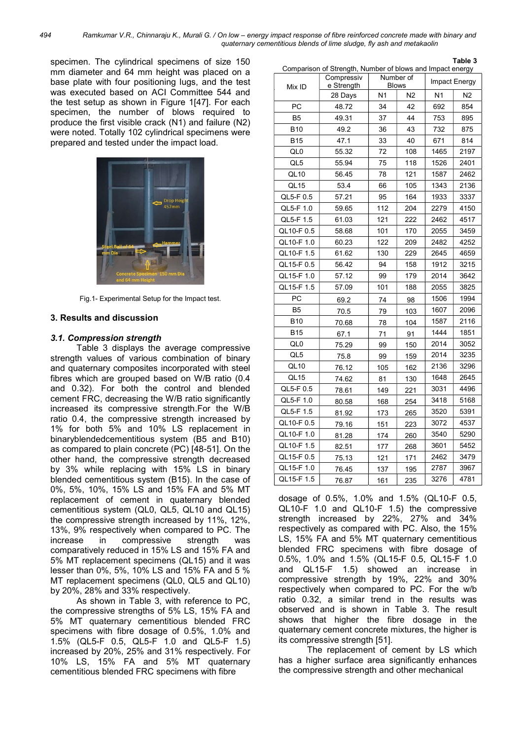specimen. The cylindrical specimens of size 150 mm diameter and 64 mm height was placed on a base plate with four positioning lugs, and the test was executed based on ACI Committee 544 and the test setup as shown in Figure 1[47]. For each specimen, the number of blows required to produce the first visible crack (N1) and failure (N2) were noted. Totally 102 cylindrical specimens were prepared and tested under the impact load.

Fig.1- Experimental Setup for the Impact test.

## 3. Results and discussion

### *3.1. Compression strength*

Table 3 displays the average compressive strength values of various combination of binary and quaternary composites incorporated with steel fibres which are grouped based on W/B ratio (0.4 and 0.32). For both the control and blended cement FRC, decreasing the W/B ratio significantly increased its compressive strength.For the W/B ratio 0.4, the compressive strength increased by 1% for both 5% and 10% LS replacement in binaryblendedcementitious system (B5 and B10) as compared to plain concrete (PC) [48-51]. On the other hand, the compressive strength decreased by 3% while replacing with 15% LS in binary blended cementitious system (B15). In the case of 0%, 5%, 10%, 15% LS and 15% FA and 5% MT replacement of cement in quaternary blended cementitious system (QL0, QL5, QL10 and QL15) the compressive strength increased by 11%, 12%, 13%, 9% respectively when compared to PC. The increase in compressive strength was comparatively reduced in 15% LS and 15% FA and 5% MT replacement specimens (QL15) and it was lesser than 0%, 5%, 10% LS and 15% FA and 5 % MT replacement specimens (QL0, QL5 and QL10) by 20%, 28% and 33% respectively.

As shown in Table 3, with reference to PC, the compressive strengths of 5% LS, 15% FA and 5% MT quaternary cementitious blended FRC specimens with fibre dosage of 0.5%, 1.0% and 1.5% (QL5-F 0.5, QL5-F 1.0 and QL5-F 1.5) increased by 20%, 25% and 31% respectively. For 10% LS, 15% FA and 5% MT quaternary cementitious blended FRC specimens with fibre dosage of 0.5%, 1.0% and 1.5% (QL10-F 0.5, QL10-F 1.0 and QL10-F 1.5) the compressive strength increased by 22%, 27% and 34% respectively as compared with PC. Also, the 15% LS, 15% FA and 5% MT quaternary cementitious blended FRC specimens with fibre dosage of 0.5%, 1.0% and 1.5% (QL15-F 0.5, QL15-F 1.0 and QL15-F 1.5) showed an increase in compressive strength by 19%, 22% and 30% respectively when compared to PC. For the w/b ratio 0.32, a similar trend in the results was observed and is shown in Table 3. The result shows that higher the fibre dosage in the quaternary cement concrete mixtures, the higher is its compressive strength [51].

**Table 3**
Comparison of Strength, Number of blows and Impact energy

| Mix ID | Compressive Strength | Number of Blows | | Impact Energy | |
|---|---|---|---|---|---|
| | 28 Days | N1 | N2 | N1 | N2 |
| PC | 48.72 | 34 | 42 | 692 | 854 |
| B5 | 49.31 | 37 | 44 | 753 | 895 |
| B10 | 49.2 | 36 | 43 | 732 | 875 |
| B15 | 47.1 | 33 | 40 | 671 | 814 |
| QL0 | 55.32 | 72 | 108 | 1465 | 2197 |
| QL5 | 55.94 | 75 | 118 | 1526 | 2401 |
| QL10 | 56.45 | 78 | 121 | 1587 | 2462 |
| QL15 | 53.4 | 66 | 105 | 1343 | 2136 |
| QL5-F 0.5 | 57.21 | 95 | 164 | 1933 | 3337 |
| QL5-F 1.0 | 59.65 | 112 | 204 | 2279 | 4150 |
| QL5-F 1.5 | 61.03 | 121 | 222 | 2462 | 4517 |
| QL10-F 0.5 | 58.68 | 101 | 170 | 2055 | 3459 |
| QL10-F 1.0 | 60.23 | 122 | 209 | 2482 | 4252 |
| QL10-F 1.5 | 61.62 | 130 | 229 | 2645 | 4659 |
| QL15-F 0.5 | 56.42 | 94 | 158 | 1912 | 3215 |
| QL15-F 1.0 | 57.12 | 99 | 179 | 2014 | 3642 |
| QL15-F 1.5 | 57.09 | 101 | 188 | 2055 | 3825 |
| PC | 69.2 | 74 | 98 | 1506 | 1994 |
| B5 | 70.5 | 79 | 103 | 1607 | 2096 |
| B10 | 70.68 | 78 | 104 | 1587 | 2116 |
| B15 | 67.1 | 71 | 91 | 1444 | 1851 |
| QL0 | 75.29 | 99 | 150 | 2014 | 3052 |
| QL5 | 75.8 | 99 | 159 | 2014 | 3235 |
| QL10 | 76.12 | 105 | 162 | 2136 | 3296 |
| QL15 | 74.62 | 81 | 130 | 1648 | 2645 |
| QL5-F 0.5 | 78.61 | 149 | 221 | 3031 | 4496 |
| QL5-F 1.0 | 80.58 | 168 | 254 | 3418 | 5168 |
| QL5-F 1.5 | 81.92 | 173 | 265 | 3520 | 5391 |
| QL10-F 0.5 | 79.16 | 151 | 223 | 3072 | 4537 |
| QL10-F 1.0 | 81.28 | 174 | 260 | 3540 | 5290 |
| QL10-F 1.5 | 82.51 | 177 | 268 | 3601 | 5452 |
| QL15-F 0.5 | 75.13 | 121 | 171 | 2462 | 3479 |
| QL15-F 1.0 | 76.45 | 137 | 195 | 2787 | 3967 |
| QL15-F 1.5 | 76.87 | 161 | 235 | 3276 | 4781 |

The replacement of cement by LS which has a higher surface area significantly enhances the compressive strength and other mechanical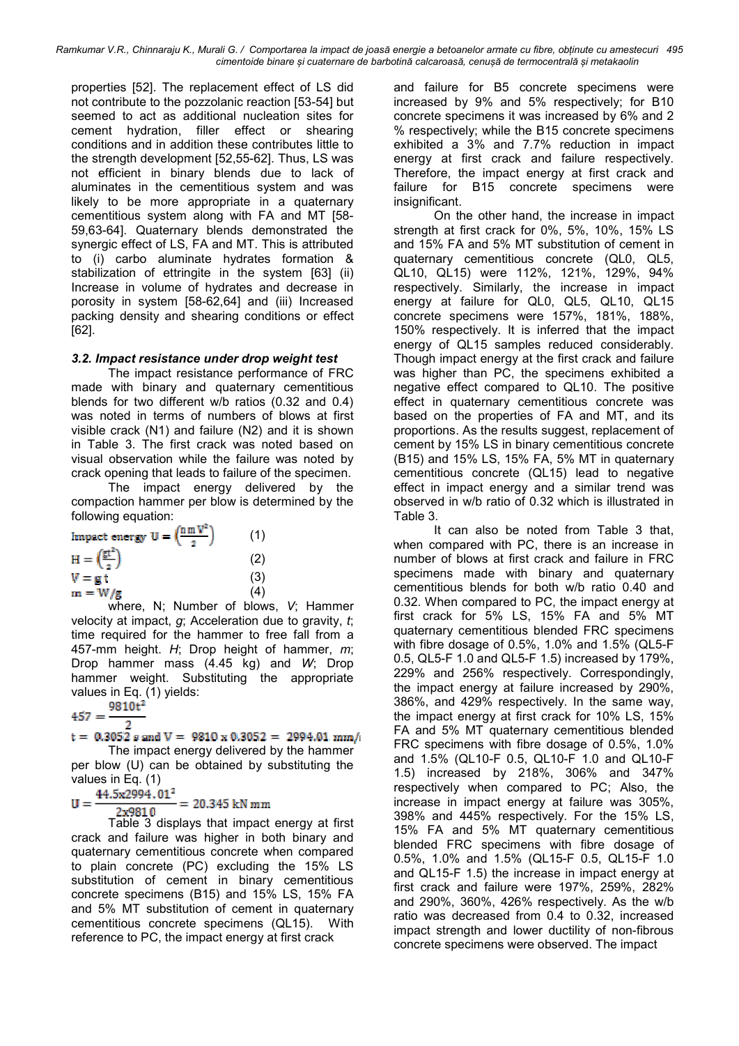properties [52]. The replacement effect of LS did not contribute to the pozzolanic reaction [53-54] but seemed to act as additional nucleation sites for cement hydration, filler effect or shearing conditions and in addition these contributes little to the strength development [52,55-62]. Thus, LS was not efficient in binary blends due to lack of aluminates in the cementitious system and was likely to be more appropriate in a quaternary cementitious system along with FA and MT [58-59,63-64]. Quaternary blends demonstrated the synergic effect of LS, FA and MT. This is attributed to (i) carbo aluminate hydrates formation & stabilization of ettringite in the system [63] (ii) Increase in volume of hydrates and decrease in porosity in system [58-62,64] and (iii) Increased packing density and shearing conditions or effect [62].

### *3.2. Impact resistance under drop weight test*

The impact resistance performance of FRC made with binary and quaternary cementitious blends for two different w/b ratios (0.32 and 0.4) was noted in terms of numbers of blows at first visible crack (N1) and failure (N2) and it is shown in Table 3. The first crack was noted based on visual observation while the failure was noted by crack opening that leads to failure of the specimen.

The impact energy delivered by the compaction hammer per blow is determined by the following equation:

$$\text{Impact energy } U = \left(\frac{n\,m\,V^2}{2}\right) \quad (1)$$

$$H = \left(\frac{gt^2}{2}\right) \quad (2)$$

$$V = g\,t \quad (3)$$

$$m = W/g \quad (4)$$

where, N; Number of blows, *V*; Hammer velocity at impact, *g*; Acceleration due to gravity, *t*; time required for the hammer to free fall from a 457-mm height. *H*; Drop height of hammer, *m*; Drop hammer mass (4.45 kg) and *W*; Drop hammer weight. Substituting the appropriate values in Eq. (1) yields:

$$457 = \frac{9810t^2}{2}$$

$$t = 0.3052 \text{ s and } V = 9810 \times 0.3052 = 2994.01 \text{ mm/}$$

The impact energy delivered by the hammer per blow (U) can be obtained by substituting the values in Eq. (1)

$$U = \frac{44.5 \times 2994.01^2}{2 \times 9810} = 20.345 \text{ kN mm}$$

Table 3 displays that impact energy at first crack and failure was higher in both binary and quaternary cementitious concrete when compared to plain concrete (PC) excluding the 15% LS substitution of cement in binary cementitious concrete specimens (B15) and 15% LS, 15% FA and 5% MT substitution of cement in quaternary cementitious concrete specimens (QL15). With reference to PC, the impact energy at first crack and failure for B5 concrete specimens were increased by 9% and 5% respectively; for B10 concrete specimens it was increased by 6% and 2 % respectively; while the B15 concrete specimens exhibited a 3% and 7.7% reduction in impact energy at first crack and failure respectively. Therefore, the impact energy at first crack and failure for B15 concrete specimens were insignificant.

On the other hand, the increase in impact strength at first crack for 0%, 5%, 10%, 15% LS and 15% FA and 5% MT substitution of cement in quaternary cementitious concrete (QL0, QL5, QL10, QL15) were 112%, 121%, 129%, 94% respectively. Similarly, the increase in impact energy at failure for QL0, QL5, QL10, QL15 concrete specimens were 157%, 181%, 188%, 150% respectively. It is inferred that the impact energy of QL15 samples reduced considerably. Though impact energy at the first crack and failure was higher than PC, the specimens exhibited a negative effect compared to QL10. The positive effect in quaternary cementitious concrete was based on the properties of FA and MT, and its proportions. As the results suggest, replacement of cement by 15% LS in binary cementitious concrete (B15) and 15% LS, 15% FA, 5% MT in quaternary cementitious concrete (QL15) lead to negative effect in impact energy and a similar trend was observed in w/b ratio of 0.32 which is illustrated in Table 3.

It can also be noted from Table 3 that, when compared with PC, there is an increase in number of blows at first crack and failure in FRC specimens made with binary and quaternary cementitious blends for both w/b ratio 0.40 and 0.32. When compared to PC, the impact energy at first crack for 5% LS, 15% FA and 5% MT quaternary cementitious blended FRC specimens with fibre dosage of 0.5%, 1.0% and 1.5% (QL5-F 0.5, QL5-F 1.0 and QL5-F 1.5) increased by 179%, 229% and 256% respectively. Correspondingly, the impact energy at failure increased by 290%, 386%, and 429% respectively. In the same way, the impact energy at first crack for 10% LS, 15% FA and 5% MT quaternary cementitious blended FRC specimens with fibre dosage of 0.5%, 1.0% and 1.5% (QL10-F 0.5, QL10-F 1.0 and QL10-F 1.5) increased by 218%, 306% and 347% respectively when compared to PC; Also, the increase in impact energy at failure was 305%, 398% and 445% respectively. For the 15% LS, 15% FA and 5% MT quaternary cementitious blended FRC specimens with fibre dosage of 0.5%, 1.0% and 1.5% (QL15-F 0.5, QL15-F 1.0 and QL15-F 1.5) the increase in impact energy at first crack and failure were 197%, 259%, 282% and 290%, 360%, 426% respectively. As the w/b ratio was decreased from 0.4 to 0.32, increased impact strength and lower ductility of non-fibrous concrete specimens were observed. The impact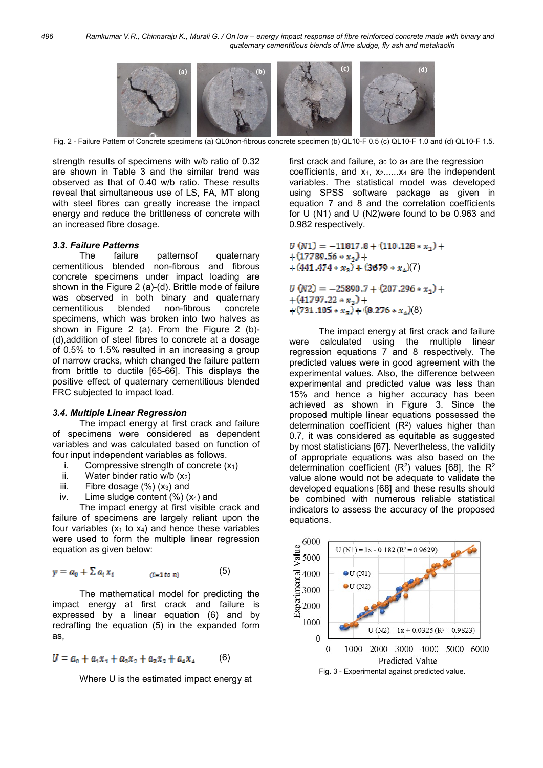Fig. 2 - Failure Pattern of Concrete specimens (a) QL0non-fibrous concrete specimen (b) QL10-F 0.5 (c) QL10-F 1.0 and (d) QL10-F 1.5.

strength results of specimens with w/b ratio of 0.32 are shown in Table 3 and the similar trend was observed as that of 0.40 w/b ratio. These results reveal that simultaneous use of LS, FA, MT along with steel fibres can greatly increase the impact energy and reduce the brittleness of concrete with an increased fibre dosage.

### 3.3. Failure Patterns

The failure patternsof quaternary cementitious blended non-fibrous and fibrous concrete specimens under impact loading are shown in the Figure 2 (a)-(d). Brittle mode of failure was observed in both binary and quaternary cementitious blended non-fibrous concrete specimens, which was broken into two halves as shown in Figure 2 (a). From the Figure 2 (b)-(d),addition of steel fibres to concrete at a dosage of 0.5% to 1.5% resulted in an increasing a group of narrow cracks, which changed the failure pattern from brittle to ductile [65-66]. This displays the positive effect of quaternary cementitious blended FRC subjected to impact load.

### 3.4. Multiple Linear Regression

The impact energy at first crack and failure of specimens were considered as dependent variables and was calculated based on function of four input independent variables as follows.

i. Compressive strength of concrete ($x_1$)
ii. Water binder ratio w/b ($x_2$)
iii. Fibre dosage (%) ($x_3$) and
iv. Lime sludge content (%) ($x_4$) and

The impact energy at first visible crack and failure of specimens are largely reliant upon the four variables ($x_1$ to $x_4$) and hence these variables were used to form the multiple linear regression equation as given below:

$$y = a_0 + \sum a_i x_i \quad (i = 1 \text{ to } n) \tag{5}$$

The mathematical model for predicting the impact energy at first crack and failure is expressed by a linear equation (6) and by redrafting the equation (5) in the expanded form as,

$$U = a_0 + a_1 x_1 + a_2 x_2 + a_3 x_3 + a_4 x_4 \tag{6}$$

Where U is the estimated impact energy at first crack and failure, $a_0$ to $a_4$ are the regression coefficients, and $x_1$, $x_2$......$x_4$ are the independent variables. The statistical model was developed using SPSS software package as given in equation 7 and 8 and the correlation coefficients for U (N1) and U (N2)were found to be 0.963 and 0.982 respectively.

$$U\,(N1) = -11817.8 + (110.128 * x_1) + (17789.56 * x_2) + (441.474 * x_3) + (3.679 * x_4) \tag{7}$$

$$U\,(N2) = -25890.7 + (207.296 * x_1) + (41797.22 * x_2) + (731.105 * x_3) + (8.276 * x_4) \tag{8}$$

The impact energy at first crack and failure were calculated using the multiple linear regression equations 7 and 8 respectively. The predicted values were in good agreement with the experimental values. Also, the difference between experimental and predicted value was less than 15% and hence a higher accuracy has been achieved as shown in Figure 3. Since the proposed multiple linear equations possessed the determination coefficient ($R^2$) values higher than 0.7, it was considered as equitable as suggested by most statisticians [67]. Nevertheless, the validity of appropriate equations was also based on the determination coefficient ($R^2$) values [68], the $R^2$ value alone would not be adequate to validate the developed equations [68] and these results should be combined with numerous reliable statistical indicators to assess the accuracy of the proposed equations.

Fig. 3 - Experimental against predicted value.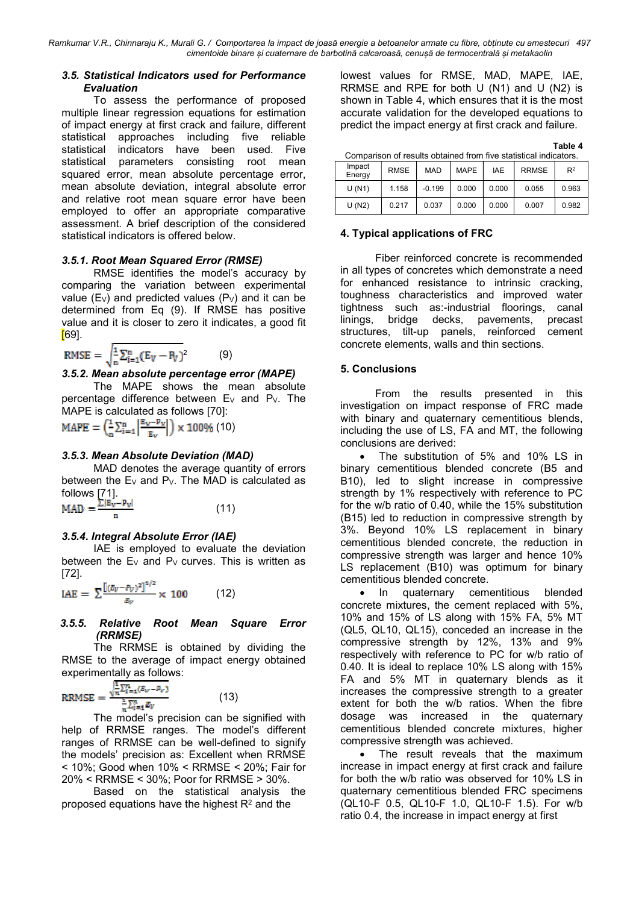### 3.5. Statistical Indicators used for Performance Evaluation

To assess the performance of proposed multiple linear regression equations for estimation of impact energy at first crack and failure, different statistical approaches including five reliable statistical indicators have been used. Five statistical parameters consisting root mean squared error, mean absolute percentage error, mean absolute deviation, integral absolute error and relative root mean square error have been employed to offer an appropriate comparative assessment. A brief description of the considered statistical indicators is offered below.

#### 3.5.1. Root Mean Squared Error (RMSE)

RMSE identifies the model's accuracy by comparing the variation between experimental value ($E_V$) and predicted values ($P_V$) and it can be determined from Eq (9). If RMSE has positive value and it is closer to zero it indicates, a good fit [69].

$$RMSE = \sqrt{\frac{1}{n}\sum_{i=1}^{n}(E_V - P_V)^2} \qquad (9)$$

#### 3.5.2. Mean absolute percentage error (MAPE)

The MAPE shows the mean absolute percentage difference between $E_V$ and $P_V$. The MAPE is calculated as follows [70]:

$$MAPE = \left(\frac{1}{n}\sum_{i=1}^{n}\left|\frac{E_V - P_V}{E_V}\right|\right) \times 100\% \quad (10)$$

#### 3.5.3. Mean Absolute Deviation (MAD)

MAD denotes the average quantity of errors between the $E_V$ and $P_V$. The MAD is calculated as follows [71].

$$MAD = \frac{\sum |E_V - P_V|}{n} \qquad (11)$$

#### 3.5.4. Integral Absolute Error (IAE)

IAE is employed to evaluate the deviation between the $E_V$ and $P_V$ curves. This is written as [72].

$$IAE = \sum \frac{[(E_V - P_V)^2]^{1/2}}{E_V} \times 100 \qquad (12)$$

#### 3.5.5. Relative Root Mean Square Error (RRMSE)

The RRMSE is obtained by dividing the RMSE to the average of impact energy obtained experimentally as follows:

$$RRMSE = \frac{\sqrt{\frac{1}{n}\sum_{i=1}^{n}(E_V - P_V)}}{\frac{1}{n}\sum_{i=1}^{n}E_V} \qquad (13)$$

The model's precision can be signified with help of RRMSE ranges. The model's different ranges of RRMSE can be well-defined to signify the models' precision as: Excellent when RRMSE < 10%; Good when 10% < RRMSE < 20%; Fair for 20% < RRMSE < 30%; Poor for RRMSE > 30%.

Based on the statistical analysis the proposed equations have the highest $R^2$ and the lowest values for RMSE, MAD, MAPE, IAE, RRMSE and RPE for both U (N1) and U (N2) is shown in Table 4, which ensures that it is the most accurate validation for the developed equations to predict the impact energy at first crack and failure.

Table 4

Comparison of results obtained from five statistical indicators.

| Impact Energy | RMSE | MAD | MAPE | IAE | RRMSE | $R^2$ |
|---|---|---|---|---|---|---|
| U (N1) | 1.158 | -0.199 | 0.000 | 0.000 | 0.055 | 0.963 |
| U (N2) | 0.217 | 0.037 | 0.000 | 0.000 | 0.007 | 0.982 |

## 4. Typical applications of FRC

Fiber reinforced concrete is recommended in all types of concretes which demonstrate a need for enhanced resistance to intrinsic cracking, toughness characteristics and improved water tightness such as:-industrial floorings, canal linings, bridge decks, pavements, precast structures, tilt-up panels, reinforced cement concrete elements, walls and thin sections.

## 5. Conclusions

From the results presented in this investigation on impact response of FRC made with binary and quaternary cementitious blends, including the use of LS, FA and MT, the following conclusions are derived:

- The substitution of 5% and 10% LS in binary cementitious blended concrete (B5 and B10), led to slight increase in compressive strength by 1% respectively with reference to PC for the w/b ratio of 0.40, while the 15% substitution (B15) led to reduction in compressive strength by 3%. Beyond 10% LS replacement in binary cementitious blended concrete, the reduction in compressive strength was larger and hence 10% LS replacement (B10) was optimum for binary cementitious blended concrete.
- In quaternary cementitious blended concrete mixtures, the cement replaced with 5%, 10% and 15% of LS along with 15% FA, 5% MT (QL5, QL10, QL15), conceded an increase in the compressive strength by 12%, 13% and 9% respectively with reference to PC for w/b ratio of 0.40. It is ideal to replace 10% LS along with 15% FA and 5% MT in quaternary blends as it increases the compressive strength to a greater extent for both the w/b ratios. When the fibre dosage was increased in the quaternary cementitious blended concrete mixtures, higher compressive strength was achieved.
- The result reveals that the maximum increase in impact energy at first crack and failure for both the w/b ratio was observed for 10% LS in quaternary cementitious blended FRC specimens (QL10-F 0.5, QL10-F 1.0, QL10-F 1.5). For w/b ratio 0.4, the increase in impact energy at first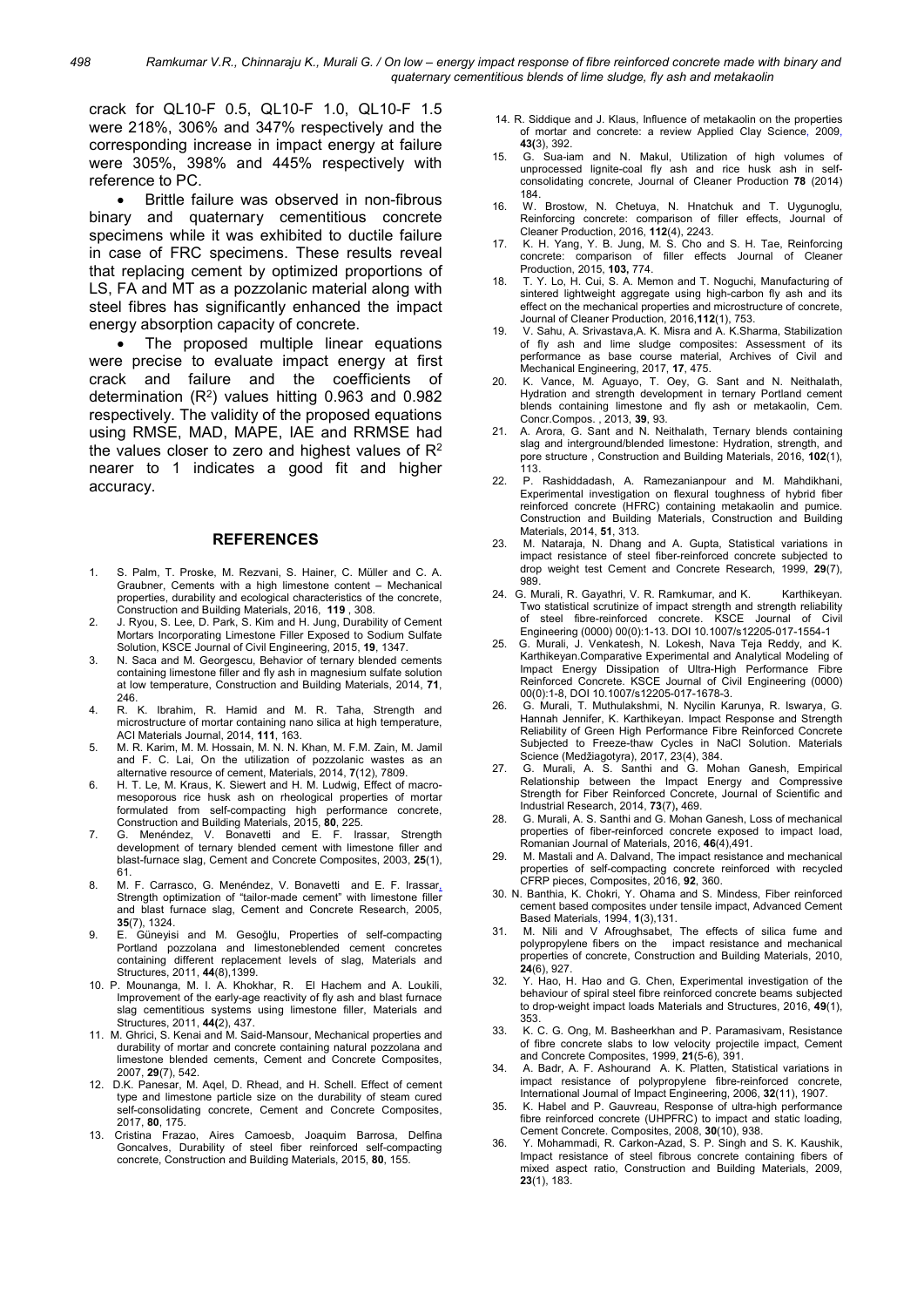crack for QL10-F 0.5, QL10-F 1.0, QL10-F 1.5 were 218%, 306% and 347% respectively and the corresponding increase in impact energy at failure were 305%, 398% and 445% respectively with reference to PC.

- Brittle failure was observed in non-fibrous binary and quaternary cementitious concrete specimens while it was exhibited to ductile failure in case of FRC specimens. These results reveal that replacing cement by optimized proportions of LS, FA and MT as a pozzolanic material along with steel fibres has significantly enhanced the impact energy absorption capacity of concrete.
- The proposed multiple linear equations were precise to evaluate impact energy at first crack and failure and the coefficients of determination ($R^2$) values hitting 0.963 and 0.982 respectively. The validity of the proposed equations using RMSE, MAD, MAPE, IAE and RRMSE had the values closer to zero and highest values of $R^2$ nearer to 1 indicates a good fit and higher accuracy.

## REFERENCES

1. S. Palm, T. Proske, M. Rezvani, S. Hainer, C. Müller and C. A. Graubner, Cements with a high limestone content – Mechanical properties, durability and ecological characteristics of the concrete, Construction and Building Materials, 2016, **119** , 308.
2. J. Ryou, S. Lee, D. Park, S. Kim and H. Jung, Durability of Cement Mortars Incorporating Limestone Filler Exposed to Sodium Sulfate Solution, KSCE Journal of Civil Engineering, 2015, **19**, 1347.
3. N. Saca and M. Georgescu, Behavior of ternary blended cements containing limestone filler and fly ash in magnesium sulfate solution at low temperature, Construction and Building Materials, 2014, **71**, 246.
4. R. K. Ibrahim, R. Hamid and M. R. Taha, Strength and microstructure of mortar containing nano silica at high temperature, ACI Materials Journal, 2014, **111**, 163.
5. M. R. Karim, M. M. Hossain, M. N. N. Khan, M. F.M. Zain, M. Jamil and F. C. Lai, On the utilization of pozzolanic wastes as an alternative resource of cement, Materials, 2014, **7**(12), 7809.
6. H. T. Le, M. Kraus, K. Siewert and H. M. Ludwig, Effect of macro-mesoporous rice husk ash on rheological properties of mortar formulated from self-compacting high performance concrete, Construction and Building Materials, 2015, **80**, 225.
7. G. Menéndez, V. Bonavetti and E. F. Irassar, Strength development of ternary blended cement with limestone filler and blast-furnace slag, Cement and Concrete Composites, 2003, **25**(1), 61.
8. M. F. Carrasco, G. Menéndez, V. Bonavetti and E. F. Irassar, Strength optimization of "tailor-made cement" with limestone filler and blast furnace slag, Cement and Concrete Research, 2005, **35**(7), 1324.
9. E. Güneyisi and M. Gesoğlu, Properties of self-compacting Portland pozzolana and limestoneblended cement concretes containing different replacement levels of slag, Materials and Structures, 2011, **44**(8),1399.
10. P. Mounanga, M. I. A. Khokhar, R. El Hachem and A. Loukili, Improvement of the early-age reactivity of fly ash and blast furnace slag cementitious systems using limestone filler, Materials and Structures, 2011, **44(**2), 437.
11. M. Ghrici, S. Kenai and M. Said-Mansour, Mechanical properties and durability of mortar and concrete containing natural pozzolana and limestone blended cements, Cement and Concrete Composites, 2007, **29**(7), 542.
12. D.K. Panesar, M. Aqel, D. Rhead, and H. Schell. Effect of cement type and limestone particle size on the durability of steam cured self-consolidating concrete, Cement and Concrete Composites, 2017, **80**, 175.
13. Cristina Frazao, Aires Camoesb, Joaquim Barrosa, Delfina Goncalves, Durability of steel fiber reinforced self-compacting concrete, Construction and Building Materials, 2015, **80**, 155.
14. R. Siddique and J. Klaus, Influence of metakaolin on the properties of mortar and concrete: a review Applied Clay Science, 2009, **43(**3), 392.
15. G. Sua-iam and N. Makul, Utilization of high volumes of unprocessed lignite-coal fly ash and rice husk ash in self-consolidating concrete, Journal of Cleaner Production **78** (2014) 184.
16. W. Brostow, N. Chetuya, N. Hnatchuk and T. Uygunoglu, Reinforcing concrete: comparison of filler effects, Journal of Cleaner Production, 2016, **112**(4), 2243.
17. K. H. Yang, Y. B. Jung, M. S. Cho and S. H. Tae, Reinforcing concrete: comparison of filler effects Journal of Cleaner Production, 2015, **103,** 774.
18. T. Y. Lo, H. Cui, S. A. Memon and T. Noguchi, Manufacturing of sintered lightweight aggregate using high-carbon fly ash and its effect on the mechanical properties and microstructure of concrete, Journal of Cleaner Production, 2016,**112**(1), 753.
19. V. Sahu, A. Srivastava,A. K. Misra and A. K.Sharma, Stabilization of fly ash and lime sludge composites: Assessment of its performance as base course material, Archives of Civil and Mechanical Engineering, 2017, **17**, 475.
20. K. Vance, M. Aguayo, T. Oey, G. Sant and N. Neithalath, Hydration and strength development in ternary Portland cement blends containing limestone and fly ash or metakaolin, Cem. Concr.Compos. , 2013, **39**, 93.
21. A. Arora, G. Sant and N. Neithalath, Ternary blends containing slag and interground/blended limestone: Hydration, strength, and pore structure , Construction and Building Materials, 2016, **102**(1), 113.
22. P. Rashiddadash, A. Ramezanianpour and M. Mahdikhani, Experimental investigation on flexural toughness of hybrid fiber reinforced concrete (HFRC) containing metakaolin and pumice. Construction and Building Materials, Construction and Building Materials, 2014, **51**, 313.
23. M. Nataraja, N. Dhang and A. Gupta, Statistical variations in impact resistance of steel fiber-reinforced concrete subjected to drop weight test Cement and Concrete Research, 1999, **29**(7), 989.
24. G. Murali, R. Gayathri, V. R. Ramkumar, and K. Karthikeyan. Two statistical scrutinize of impact strength and strength reliability of steel fibre-reinforced concrete. KSCE Journal of Civil Engineering (0000) 00(0):1-13. DOI 10.1007/s12205-017-1554-1
25. G. Murali, J. Venkatesh, N. Lokesh, Nava Teja Reddy, and K. Karthikeyan.Comparative Experimental and Analytical Modeling of Impact Energy Dissipation of Ultra-High Performance Fibre Reinforced Concrete. KSCE Journal of Civil Engineering (0000) 00(0):1-8, DOI 10.1007/s12205-017-1678-3.
26. G. Murali, T. Muthulakshmi, N. Nycilin Karunya, R. Iswarya, G. Hannah Jennifer, K. Karthikeyan. Impact Response and Strength Reliability of Green High Performance Fibre Reinforced Concrete Subjected to Freeze-thaw Cycles in NaCl Solution. Materials Science (Medžiagotyra), 2017, 23(4), 384.
27. G. Murali, A. S. Santhi and G. Mohan Ganesh, Empirical Relationship between the Impact Energy and Compressive Strength for Fiber Reinforced Concrete, Journal of Scientific and Industrial Research, 2014, **73**(7)**,** 469.
28. G. Murali, A. S. Santhi and G. Mohan Ganesh, Loss of mechanical properties of fiber-reinforced concrete exposed to impact load, Romanian Journal of Materials, 2016, **46**(4),491.
29. M. Mastali and A. Dalvand, The impact resistance and mechanical properties of self-compacting concrete reinforced with recycled CFRP pieces, Composites, 2016, **92**, 360.
30. N. Banthia, K. Chokri, Y. Ohama and S. Mindess, Fiber reinforced cement based composites under tensile impact, Advanced Cement Based Materials, 1994, **1**(3),131.
31. M. Nili and V Afroughsabet, The effects of silica fume and polypropylene fibers on the impact resistance and mechanical properties of concrete, Construction and Building Materials, 2010, **24**(6), 927.
32. Y. Hao, H. Hao and G. Chen, Experimental investigation of the behaviour of spiral steel fibre reinforced concrete beams subjected to drop-weight impact loads Materials and Structures, 2016, **49**(1), 353.
33. K. C. G. Ong, M. Basheerkhan and P. Paramasivam, Resistance of fibre concrete slabs to low velocity projectile impact, Cement and Concrete Composites, 1999, **21**(5-6), 391.
34. A. Badr, A. F. Ashourand A. K. Platten, Statistical variations in impact resistance of polypropylene fibre-reinforced concrete, International Journal of Impact Engineering, 2006, **32**(11), 1907.
35. K. Habel and P. Gauvreau, Response of ultra-high performance fibre reinforced concrete (UHPFRC) to impact and static loading, Cement Concrete. Composites, 2008, **30**(10), 938.
36. Y. Mohammadi, R. Carkon-Azad, S. P. Singh and S. K. Kaushik, Impact resistance of steel fibrous concrete containing fibers of mixed aspect ratio, Construction and Building Materials, 2009, **23**(1), 183.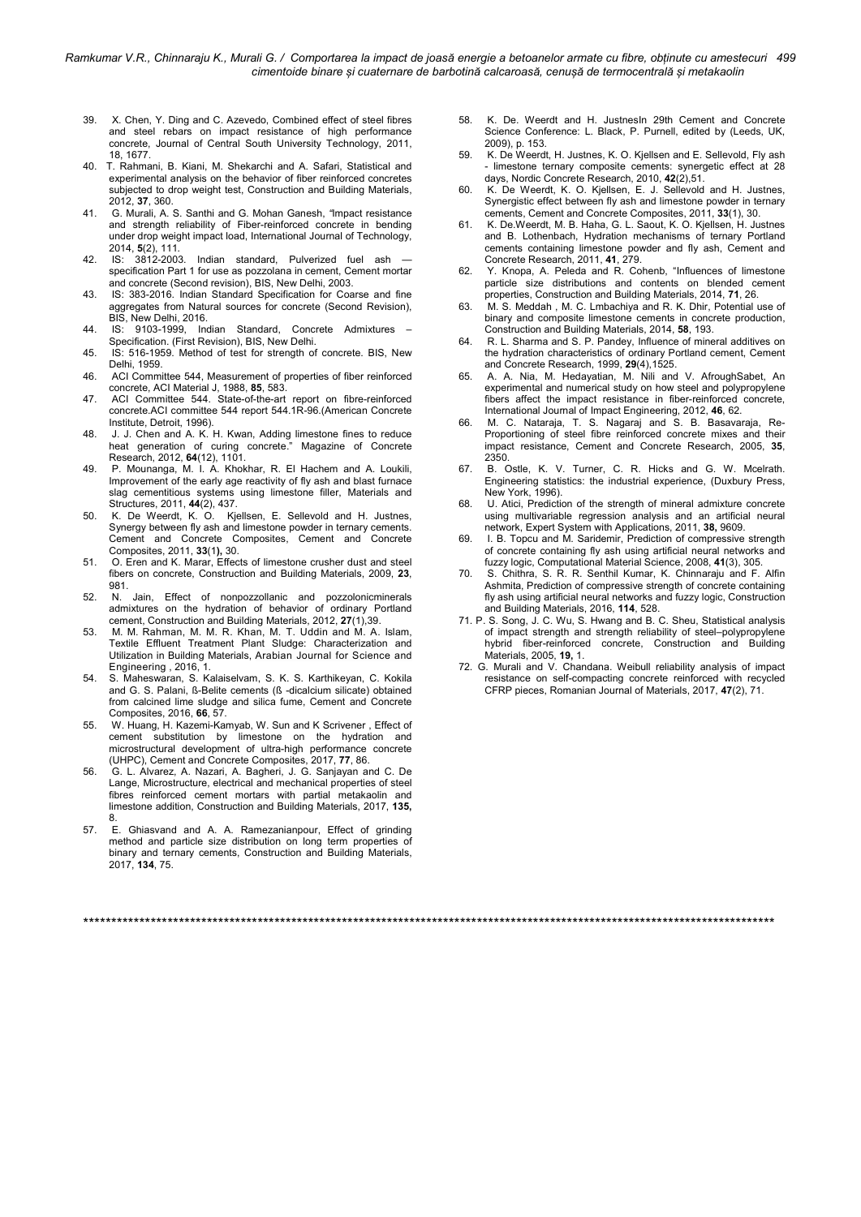39. X. Chen, Y. Ding and C. Azevedo, Combined effect of steel fibres and steel rebars on impact resistance of high performance concrete, Journal of Central South University Technology, 2011, 18, 1677.
40. T. Rahmani, B. Kiani, M. Shekarchi and A. Safari, Statistical and experimental analysis on the behavior of fiber reinforced concretes subjected to drop weight test, Construction and Building Materials, 2012, **37**, 360.
41. G. Murali, A. S. Santhi and G. Mohan Ganesh, "Impact resistance and strength reliability of Fiber-reinforced concrete in bending under drop weight impact load, International Journal of Technology, 2014, **5**(2), 111.
42. IS: 3812-2003. Indian standard, Pulverized fuel ash — specification Part 1 for use as pozzolana in cement, Cement mortar and concrete (Second revision), BIS, New Delhi, 2003.
43. IS: 383-2016. Indian Standard Specification for Coarse and fine aggregates from Natural sources for concrete (Second Revision), BIS, New Delhi, 2016.
44. IS: 9103-1999, Indian Standard, Concrete Admixtures – Specification. (First Revision), BIS, New Delhi.
45. IS: 516-1959. Method of test for strength of concrete. BIS, New Delhi, 1959.
46. ACI Committee 544, Measurement of properties of fiber reinforced concrete, ACI Material J, 1988, **85**, 583.
47. ACI Committee 544. State-of-the-art report on fibre-reinforced concrete.ACI committee 544 report 544.1R-96.(American Concrete Institute, Detroit, 1996).
48. J. J. Chen and A. K. H. Kwan, Adding limestone fines to reduce heat generation of curing concrete." Magazine of Concrete Research, 2012, **64**(12), 1101.
49. P. Mounanga, M. I. A. Khokhar, R. El Hachem and A. Loukili, Improvement of the early age reactivity of fly ash and blast furnace slag cementitious systems using limestone filler, Materials and Structures, 2011, **44**(2), 437.
50. K. De Weerdt, K. O. Kjellsen, E. Sellevold and H. Justnes, Synergy between fly ash and limestone powder in ternary cements. Cement and Concrete Composites, Cement and Concrete Composites, 2011, **33**(1**)**, 30.
51. O. Eren and K. Marar, Effects of limestone crusher dust and steel fibers on concrete, Construction and Building Materials, 2009, **23**, 981.
52. N. Jain, Effect of nonpozzollanic and pozzolonicminerals admixtures on the hydration of behavior of ordinary Portland cement, Construction and Building Materials, 2012, **27**(1),39.
53. M. M. Rahman, M. M. R. Khan, M. T. Uddin and M. A. Islam, Textile Effluent Treatment Plant Sludge: Characterization and Utilization in Building Materials, Arabian Journal for Science and Engineering , 2016, 1.
54. S. Maheswaran, S. Kalaiselvam, S. K. S. Karthikeyan, C. Kokila and G. S. Palani, ß-Belite cements (ß -dicalcium silicate) obtained from calcined lime sludge and silica fume, Cement and Concrete Composites, 2016, **66**, 57.
55. W. Huang, H. Kazemi-Kamyab, W. Sun and K Scrivener , Effect of cement substitution by limestone on the hydration and microstructural development of ultra-high performance concrete (UHPC), Cement and Concrete Composites, 2017, **77**, 86.
56. G. L. Alvarez, A. Nazari, A. Bagheri, J. G. Sanjayan and C. De Lange, Microstructure, electrical and mechanical properties of steel fibres reinforced cement mortars with partial metakaolin and limestone addition, Construction and Building Materials, 2017, **135,** 8.
57. E. Ghiasvand and A. A. Ramezanianpour, Effect of grinding method and particle size distribution on long term properties of binary and ternary cements, Construction and Building Materials, 2017, **134**, 75.
58. K. De. Weerdt and H. JustnesIn 29th Cement and Concrete Science Conference: L. Black, P. Purnell, edited by (Leeds, UK, 2009), p. 153.
59. K. De Weerdt, H. Justnes, K. O. Kjellsen and E. Sellevold, Fly ash - limestone ternary composite cements: synergetic effect at 28 days, Nordic Concrete Research, 2010, **42**(2),51.
60. K. De Weerdt, K. O. Kjellsen, E. J. Sellevold and H. Justnes, Synergistic effect between fly ash and limestone powder in ternary cements, Cement and Concrete Composites, 2011, **33**(1), 30.
61. K. De.Weerdt, M. B. Haha, G. L. Saout, K. O. Kjellsen, H. Justnes and B. Lothenbach, Hydration mechanisms of ternary Portland cements containing limestone powder and fly ash, Cement and Concrete Research, 2011, **41**, 279.
62. Y. Knopa, A. Peleda and R. Cohenb, "Influences of limestone particle size distributions and contents on blended cement properties, Construction and Building Materials, 2014, **71**, 26.
63. M. S. Meddah , M. C. Lmbachiya and R. K. Dhir, Potential use of binary and composite limestone cements in concrete production, Construction and Building Materials, 2014, **58**, 193.
64. R. L. Sharma and S. P. Pandey, Influence of mineral additives on the hydration characteristics of ordinary Portland cement, Cement and Concrete Research, 1999, **29**(4),1525.
65. A. A. Nia, M. Hedayatian, M. Nili and V. AfroughSabet, An experimental and numerical study on how steel and polypropylene fibers affect the impact resistance in fiber-reinforced concrete, International Journal of Impact Engineering, 2012, **46**, 62.
66. M. C. Nataraja, T. S. Nagaraj and S. B. Basavaraja, Re-Proportioning of steel fibre reinforced concrete mixes and their impact resistance, Cement and Concrete Research, 2005, **35**, 2350.
67. B. Ostle, K. V. Turner, C. R. Hicks and G. W. Mcelrath. Engineering statistics: the industrial experience, (Duxbury Press, New York, 1996).
68. U. Atici, Prediction of the strength of mineral admixture concrete using multivariable regression analysis and an artificial neural network, Expert System with Applications, 2011, **38,** 9609.
69. I. B. Topcu and M. Saridemir, Prediction of compressive strength of concrete containing fly ash using artificial neural networks and fuzzy logic, Computational Material Science, 2008, **41**(3), 305.
70. S. Chithra, S. R. R. Senthil Kumar, K. Chinnaraju and F. Alfin Ashmita, Prediction of compressive strength of concrete containing fly ash using artificial neural networks and fuzzy logic, Construction and Building Materials, 2016, **114**, 528.
71. P. S. Song, J. C. Wu, S. Hwang and B. C. Sheu, Statistical analysis of impact strength and strength reliability of steel–polypropylene hybrid fiber-reinforced concrete, Construction and Building Materials, 2005, **19,** 1.
72. G. Murali and V. Chandana. Weibull reliability analysis of impact resistance on self-compacting concrete reinforced with recycled CFRP pieces, Romanian Journal of Materials, 2017, **47**(2), 71.

\*\*\*\*\*\*\*\*\*\*\*\*\*\*\*\*\*\*\*\*\*\*\*\*\*\*\*\*\*\*\*\*\*\*\*\*\*\*\*\*\*\*\*\*\*\*\*\*\*\*\*\*\*\*\*\*\*\*\*\*\*\*\*\*\*\*\*\*\*\*\*\*\*\*\*\*\*\*\*\*\*\*\*\*\*\*\*\*\*\*\*\*\*\*\*\*\*\*\*\*\*\*